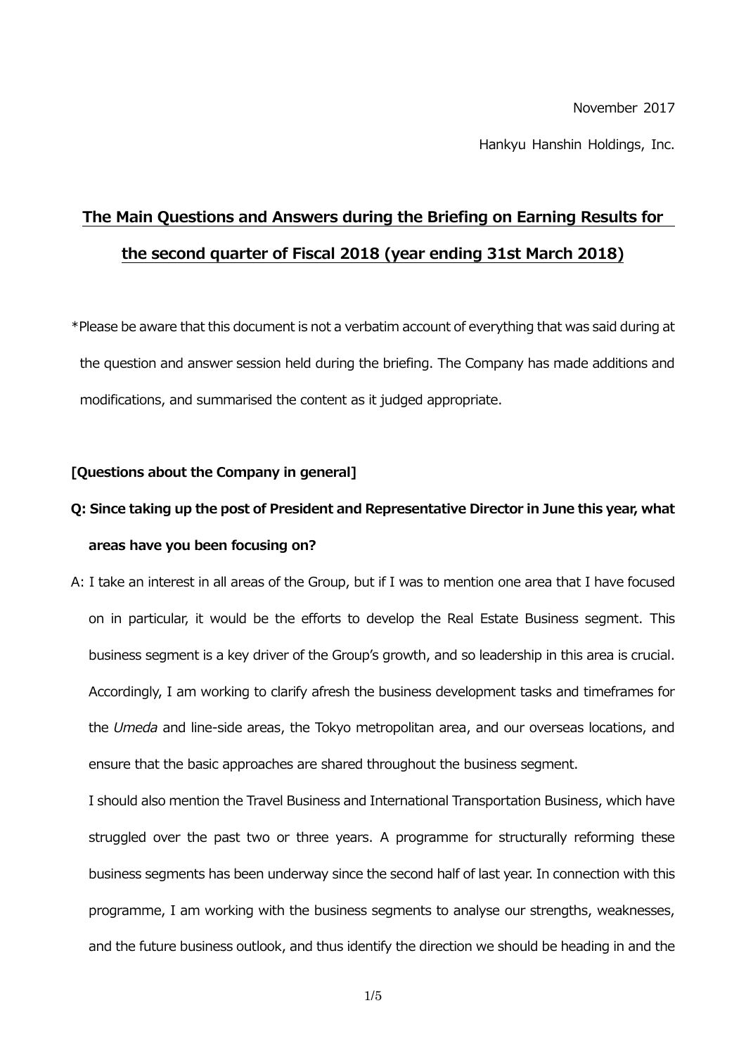November 2017

Hankyu Hanshin Holdings, Inc.

# The Main Questions and Answers during the Briefing on Earning Results for the second quarter of Fiscal 2018 (year ending 31st March 2018)

*Please be aware that this document is not a verbatim account of everything that was said during at the question and answer session held during the briefing. The Company has made additions and modifications, and summarised the content as it judged appropriate.

**[Questions about the Company in general]**

**Q: Since taking up the post of President and Representative Director in June this year, what areas have you been focusing on?**

A: I take an interest in all areas of the Group, but if I was to mention one area that I have focused on in particular, it would be the efforts to develop the Real Estate Business segment. This business segment is a key driver of the Group's growth, and so leadership in this area is crucial. Accordingly, I am working to clarify afresh the business development tasks and timeframes for the *Umeda* and line-side areas, the Tokyo metropolitan area, and our overseas locations, and ensure that the basic approaches are shared throughout the business segment.

I should also mention the Travel Business and International Transportation Business, which have struggled over the past two or three years. A programme for structurally reforming these business segments has been underway since the second half of last year. In connection with this programme, I am working with the business segments to analyse our strengths, weaknesses, and the future business outlook, and thus identify the direction we should be heading in and the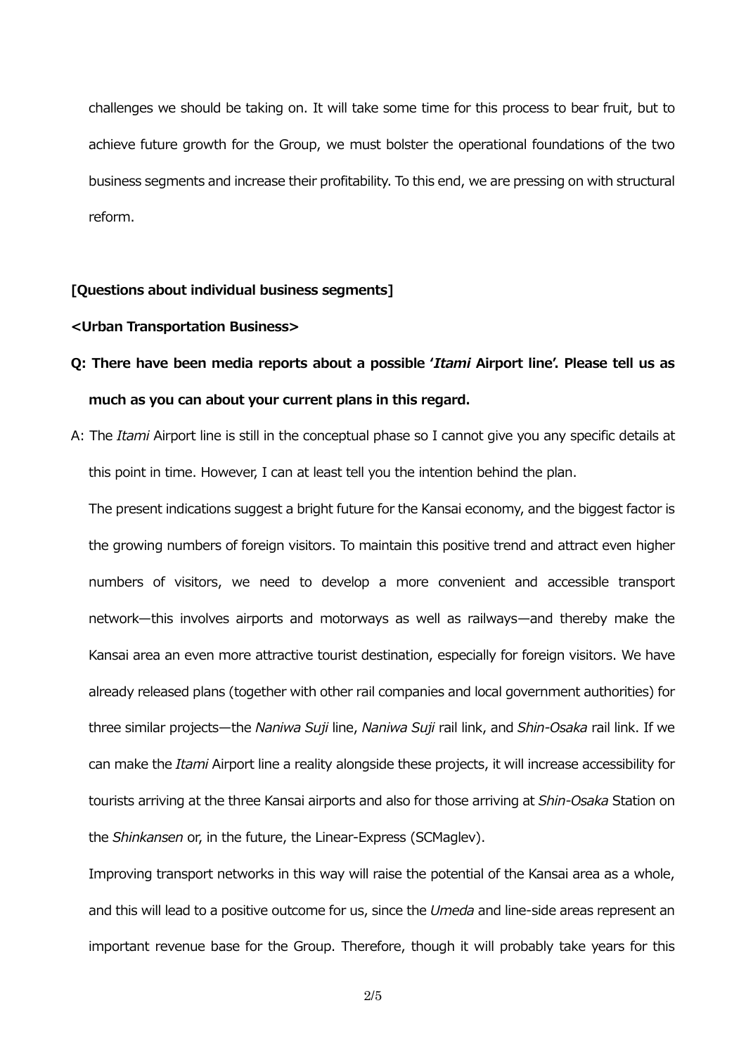challenges we should be taking on. It will take some time for this process to bear fruit, but to achieve future growth for the Group, we must bolster the operational foundations of the two business segments and increase their profitability. To this end, we are pressing on with structural reform.

**[Questions about individual business segments]**

**<Urban Transportation Business>**

**Q: There have been media reports about a possible '*Itami* Airport line'. Please tell us as much as you can about your current plans in this regard.**

A: The *Itami* Airport line is still in the conceptual phase so I cannot give you any specific details at this point in time. However, I can at least tell you the intention behind the plan.

The present indications suggest a bright future for the Kansai economy, and the biggest factor is the growing numbers of foreign visitors. To maintain this positive trend and attract even higher numbers of visitors, we need to develop a more convenient and accessible transport network—this involves airports and motorways as well as railways—and thereby make the Kansai area an even more attractive tourist destination, especially for foreign visitors. We have already released plans (together with other rail companies and local government authorities) for three similar projects—the *Naniwa Suji* line, *Naniwa Suji* rail link, and *Shin-Osaka* rail link. If we can make the *Itami* Airport line a reality alongside these projects, it will increase accessibility for tourists arriving at the three Kansai airports and also for those arriving at *Shin-Osaka* Station on the *Shinkansen* or, in the future, the Linear-Express (SCMaglev).

Improving transport networks in this way will raise the potential of the Kansai area as a whole, and this will lead to a positive outcome for us, since the *Umeda* and line-side areas represent an important revenue base for the Group. Therefore, though it will probably take years for this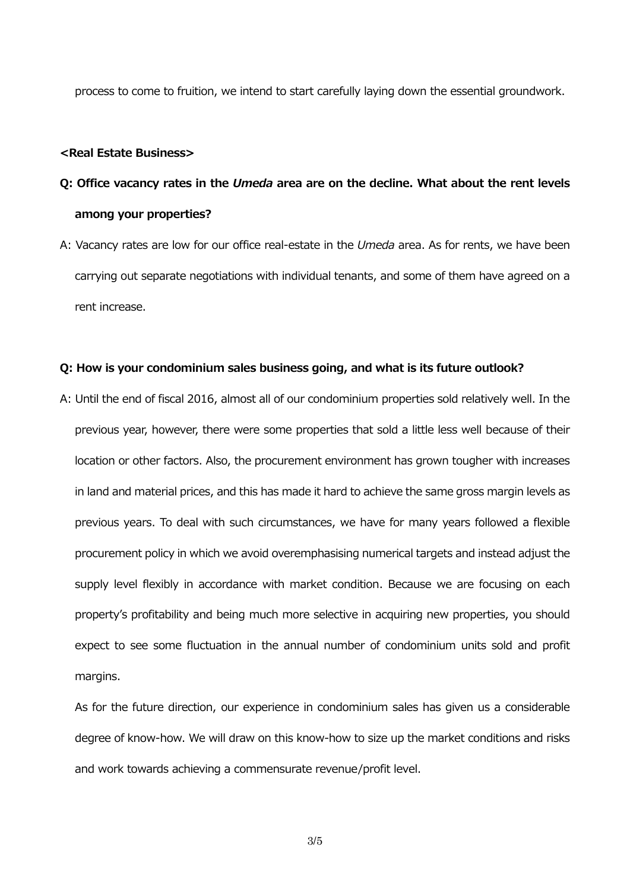process to come to fruition, we intend to start carefully laying down the essential groundwork.

**<Real Estate Business>**

**Q: Office vacancy rates in the *Umeda* area are on the decline. What about the rent levels among your properties?**

A: Vacancy rates are low for our office real-estate in the *Umeda* area. As for rents, we have been carrying out separate negotiations with individual tenants, and some of them have agreed on a rent increase.

**Q: How is your condominium sales business going, and what is its future outlook?**

A: Until the end of fiscal 2016, almost all of our condominium properties sold relatively well. In the previous year, however, there were some properties that sold a little less well because of their location or other factors. Also, the procurement environment has grown tougher with increases in land and material prices, and this has made it hard to achieve the same gross margin levels as previous years. To deal with such circumstances, we have for many years followed a flexible procurement policy in which we avoid overemphasising numerical targets and instead adjust the supply level flexibly in accordance with market condition. Because we are focusing on each property's profitability and being much more selective in acquiring new properties, you should expect to see some fluctuation in the annual number of condominium units sold and profit margins.

As for the future direction, our experience in condominium sales has given us a considerable degree of know-how. We will draw on this know-how to size up the market conditions and risks and work towards achieving a commensurate revenue/profit level.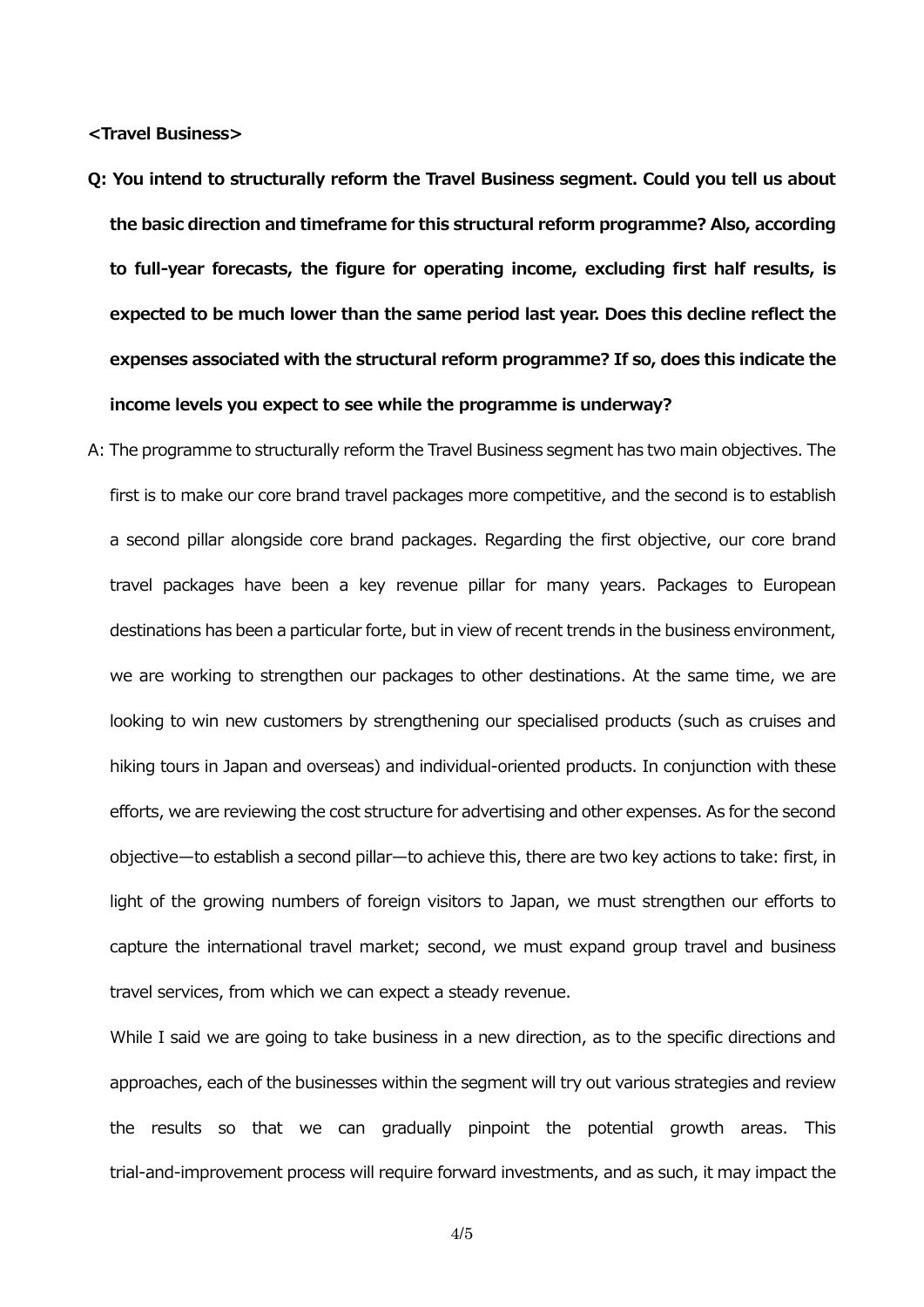**<Travel Business>**

**Q: You intend to structurally reform the Travel Business segment. Could you tell us about the basic direction and timeframe for this structural reform programme? Also, according to full-year forecasts, the figure for operating income, excluding first half results, is expected to be much lower than the same period last year. Does this decline reflect the expenses associated with the structural reform programme? If so, does this indicate the income levels you expect to see while the programme is underway?**

A: The programme to structurally reform the Travel Business segment has two main objectives. The first is to make our core brand travel packages more competitive, and the second is to establish a second pillar alongside core brand packages. Regarding the first objective, our core brand travel packages have been a key revenue pillar for many years. Packages to European destinations has been a particular forte, but in view of recent trends in the business environment, we are working to strengthen our packages to other destinations. At the same time, we are looking to win new customers by strengthening our specialised products (such as cruises and hiking tours in Japan and overseas) and individual-oriented products. In conjunction with these efforts, we are reviewing the cost structure for advertising and other expenses. As for the second objective—to establish a second pillar—to achieve this, there are two key actions to take: first, in light of the growing numbers of foreign visitors to Japan, we must strengthen our efforts to capture the international travel market; second, we must expand group travel and business travel services, from which we can expect a steady revenue.

While I said we are going to take business in a new direction, as to the specific directions and approaches, each of the businesses within the segment will try out various strategies and review the results so that we can gradually pinpoint the potential growth areas. This trial-and-improvement process will require forward investments, and as such, it may impact the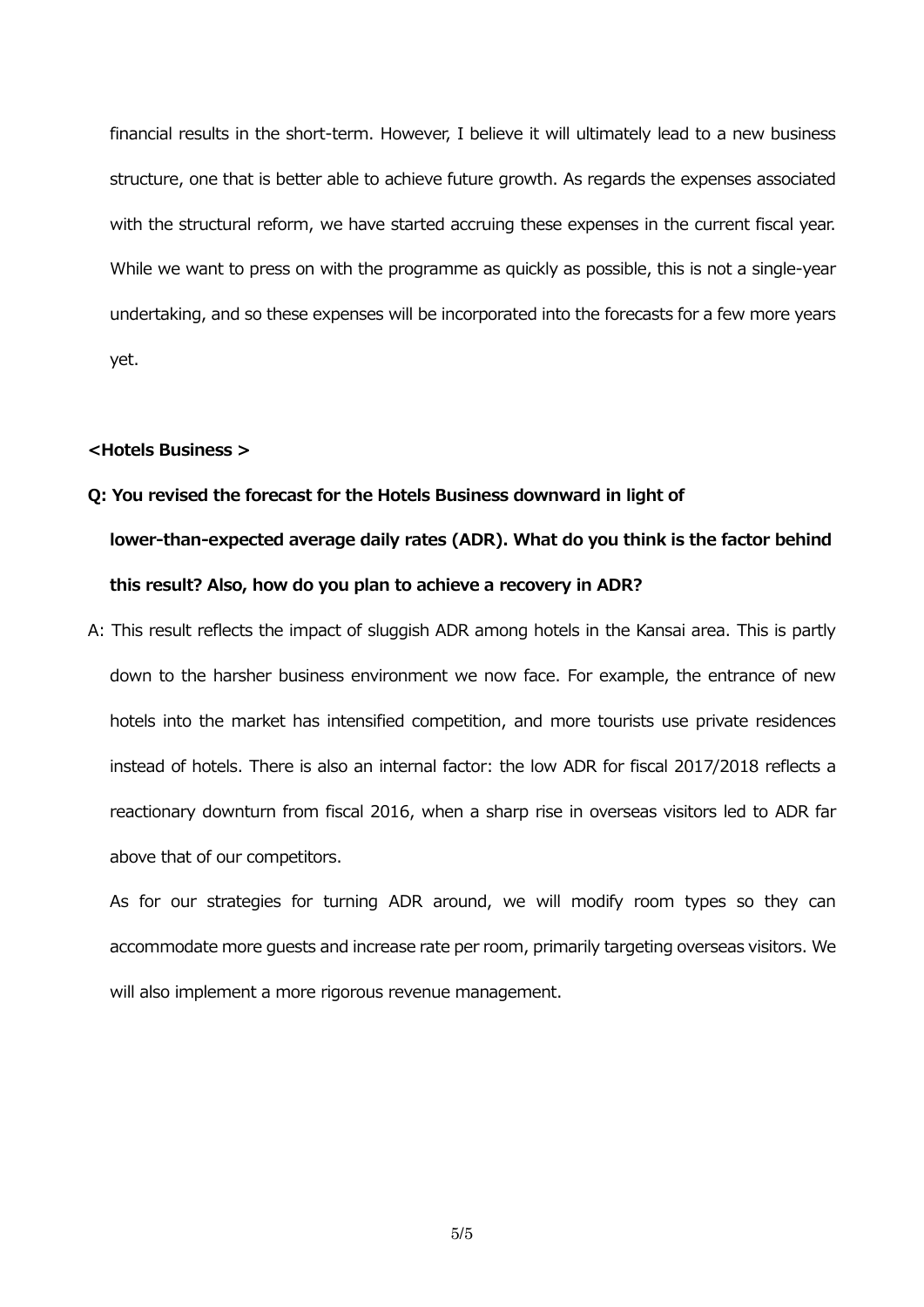financial results in the short-term. However, I believe it will ultimately lead to a new business structure, one that is better able to achieve future growth. As regards the expenses associated with the structural reform, we have started accruing these expenses in the current fiscal year. While we want to press on with the programme as quickly as possible, this is not a single-year undertaking, and so these expenses will be incorporated into the forecasts for a few more years yet.

**<Hotels Business >**

**Q: You revised the forecast for the Hotels Business downward in light of lower-than-expected average daily rates (ADR). What do you think is the factor behind this result? Also, how do you plan to achieve a recovery in ADR?**

A: This result reflects the impact of sluggish ADR among hotels in the Kansai area. This is partly down to the harsher business environment we now face. For example, the entrance of new hotels into the market has intensified competition, and more tourists use private residences instead of hotels. There is also an internal factor: the low ADR for fiscal 2017/2018 reflects a reactionary downturn from fiscal 2016, when a sharp rise in overseas visitors led to ADR far above that of our competitors.

As for our strategies for turning ADR around, we will modify room types so they can accommodate more guests and increase rate per room, primarily targeting overseas visitors. We will also implement a more rigorous revenue management.